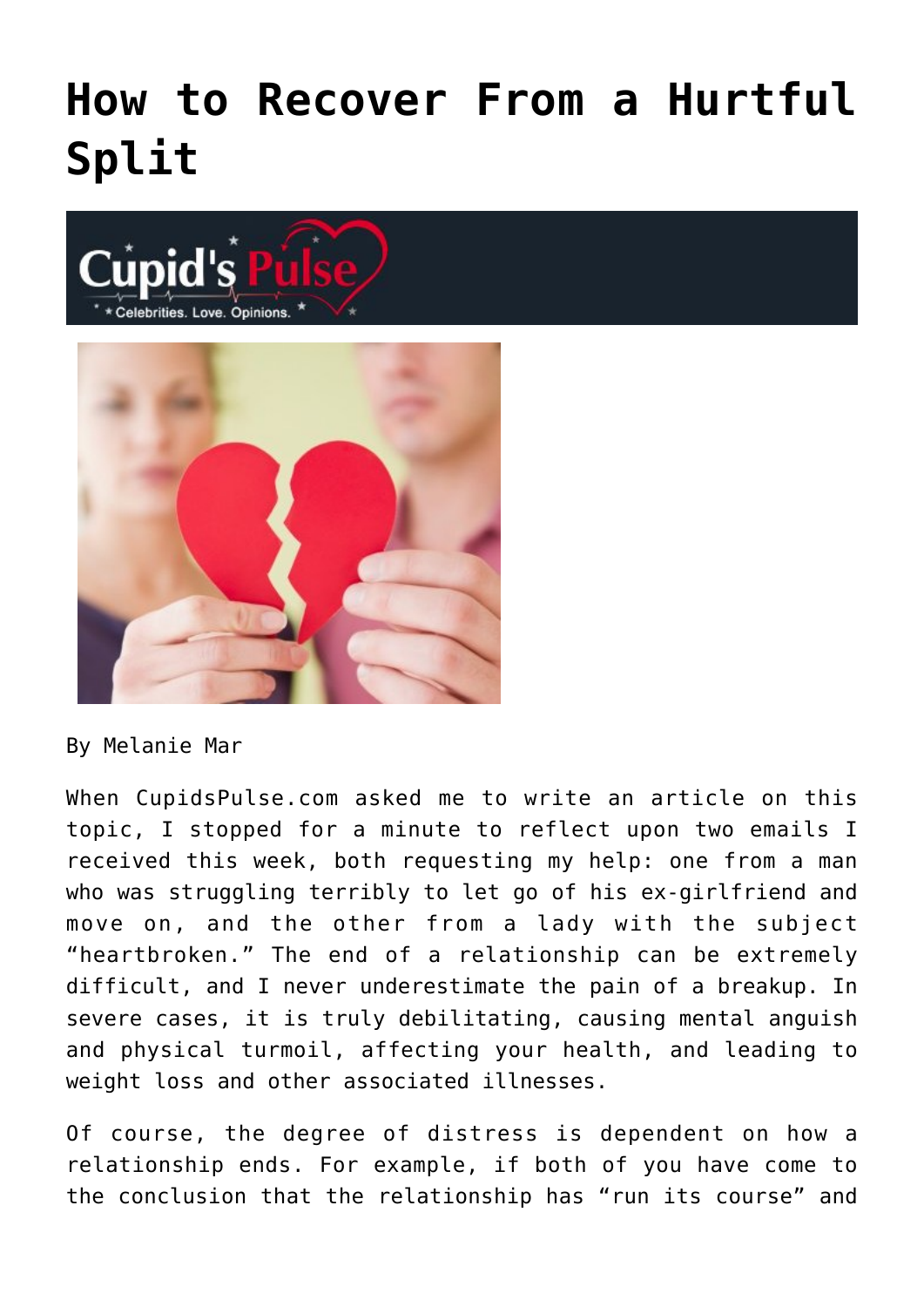# How to Recover From a Hurtful Split

By Melanie Mar

When CupidsPulse.com asked me to write an article on this topic, I stopped for a minute to reflect upon two emails I received this week, both requesting my help: one from a man who was struggling terribly to let go of his ex-girlfriend and move on, and the other from a lady with the subject "heartbroken." The end of a relationship can be extremely difficult, and I never underestimate the pain of a breakup. In severe cases, it is truly debilitating, causing mental anguish and physical turmoil, affecting your health, and leading to weight loss and other associated illnesses.

Of course, the degree of distress is dependent on how a relationship ends. For example, if both of you have come to the conclusion that the relationship has "run its course" and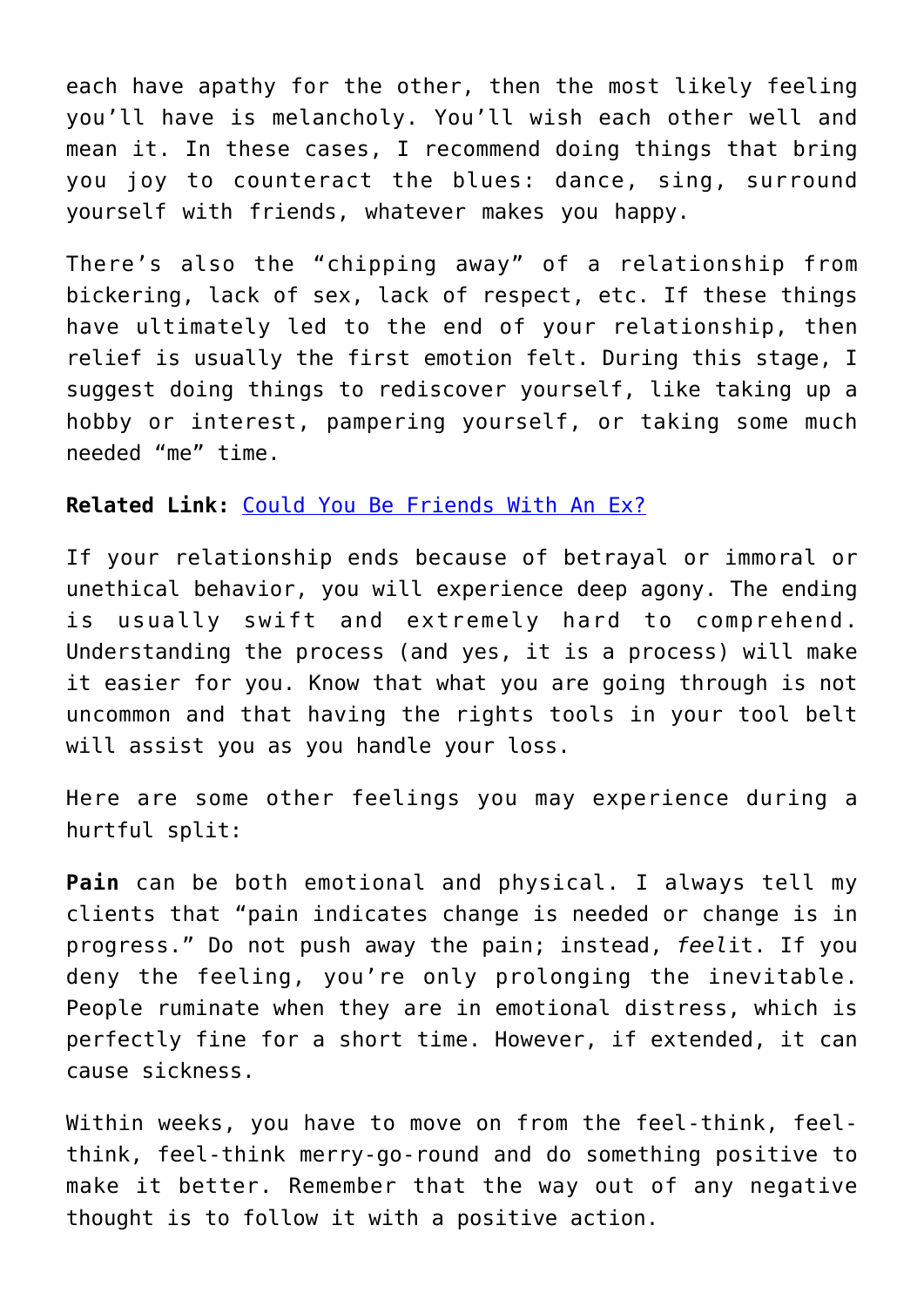each have apathy for the other, then the most likely feeling you'll have is melancholy. You'll wish each other well and mean it. In these cases, I recommend doing things that bring you joy to counteract the blues: dance, sing, surround yourself with friends, whatever makes you happy.

There's also the "chipping away" of a relationship from bickering, lack of sex, lack of respect, etc. If these things have ultimately led to the end of your relationship, then relief is usually the first emotion felt. During this stage, I suggest doing things to rediscover yourself, like taking up a hobby or interest, pampering yourself, or taking some much needed "me" time.

**Related Link:** Could You Be Friends With An Ex?

If your relationship ends because of betrayal or immoral or unethical behavior, you will experience deep agony. The ending is usually swift and extremely hard to comprehend. Understanding the process (and yes, it is a process) will make it easier for you. Know that what you are going through is not uncommon and that having the rights tools in your tool belt will assist you as you handle your loss.

Here are some other feelings you may experience during a hurtful split:

**Pain** can be both emotional and physical. I always tell my clients that "pain indicates change is needed or change is in progress." Do not push away the pain; instead, *feel*it. If you deny the feeling, you're only prolonging the inevitable. People ruminate when they are in emotional distress, which is perfectly fine for a short time. However, if extended, it can cause sickness.

Within weeks, you have to move on from the feel-think, feel-think, feel-think merry-go-round and do something positive to make it better. Remember that the way out of any negative thought is to follow it with a positive action.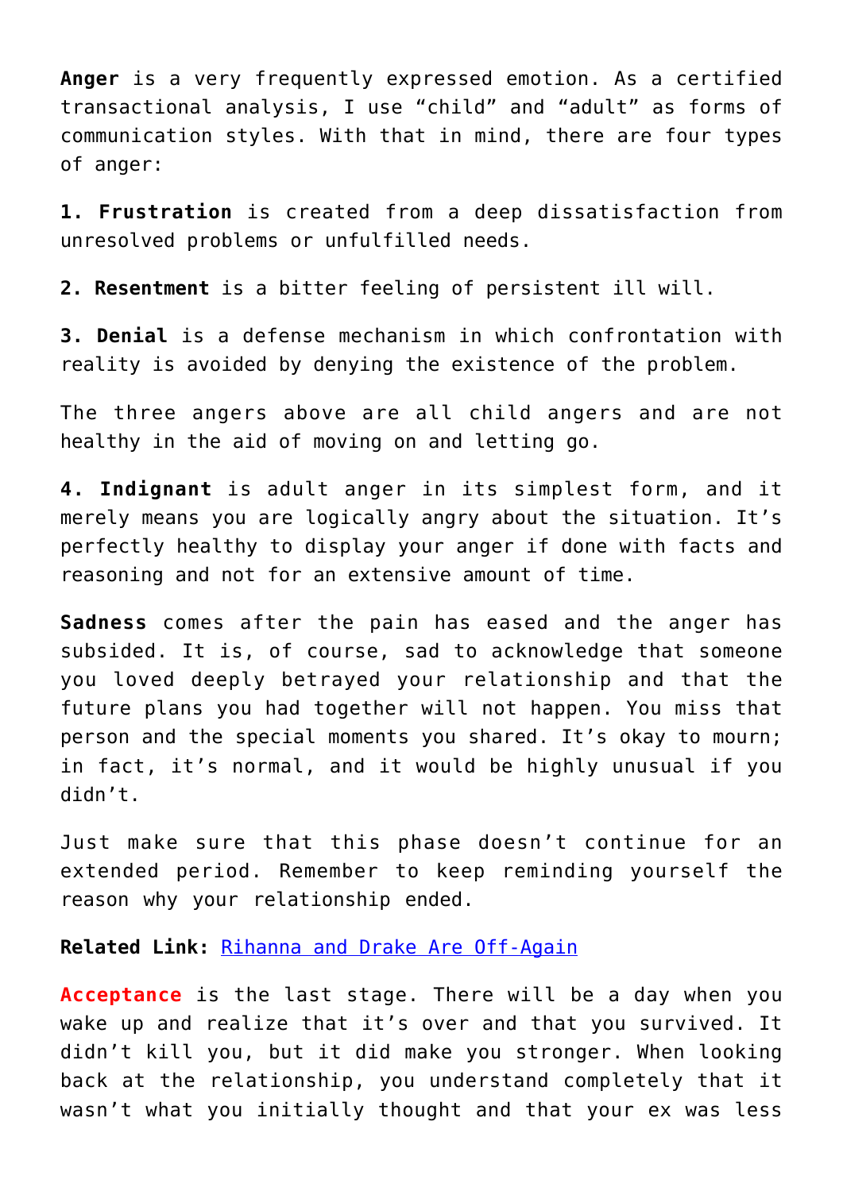**Anger** is a very frequently expressed emotion. As a certified transactional analysis, I use “child” and “adult” as forms of communication styles. With that in mind, there are four types of anger:

**1. Frustration** is created from a deep dissatisfaction from unresolved problems or unfulfilled needs.

**2. Resentment** is a bitter feeling of persistent ill will.

**3. Denial** is a defense mechanism in which confrontation with reality is avoided by denying the existence of the problem.

The three angers above are all child angers and are not healthy in the aid of moving on and letting go.

**4. Indignant** is adult anger in its simplest form, and it merely means you are logically angry about the situation. It’s perfectly healthy to display your anger if done with facts and reasoning and not for an extensive amount of time.

**Sadness** comes after the pain has eased and the anger has subsided. It is, of course, sad to acknowledge that someone you loved deeply betrayed your relationship and that the future plans you had together will not happen. You miss that person and the special moments you shared. It’s okay to mourn; in fact, it’s normal, and it would be highly unusual if you didn’t.

Just make sure that this phase doesn’t continue for an extended period. Remember to keep reminding yourself the reason why your relationship ended.

**Related Link:** Rihanna and Drake Are Off-Again

**Acceptance** is the last stage. There will be a day when you wake up and realize that it’s over and that you survived. It didn’t kill you, but it did make you stronger. When looking back at the relationship, you understand completely that it wasn’t what you initially thought and that your ex was less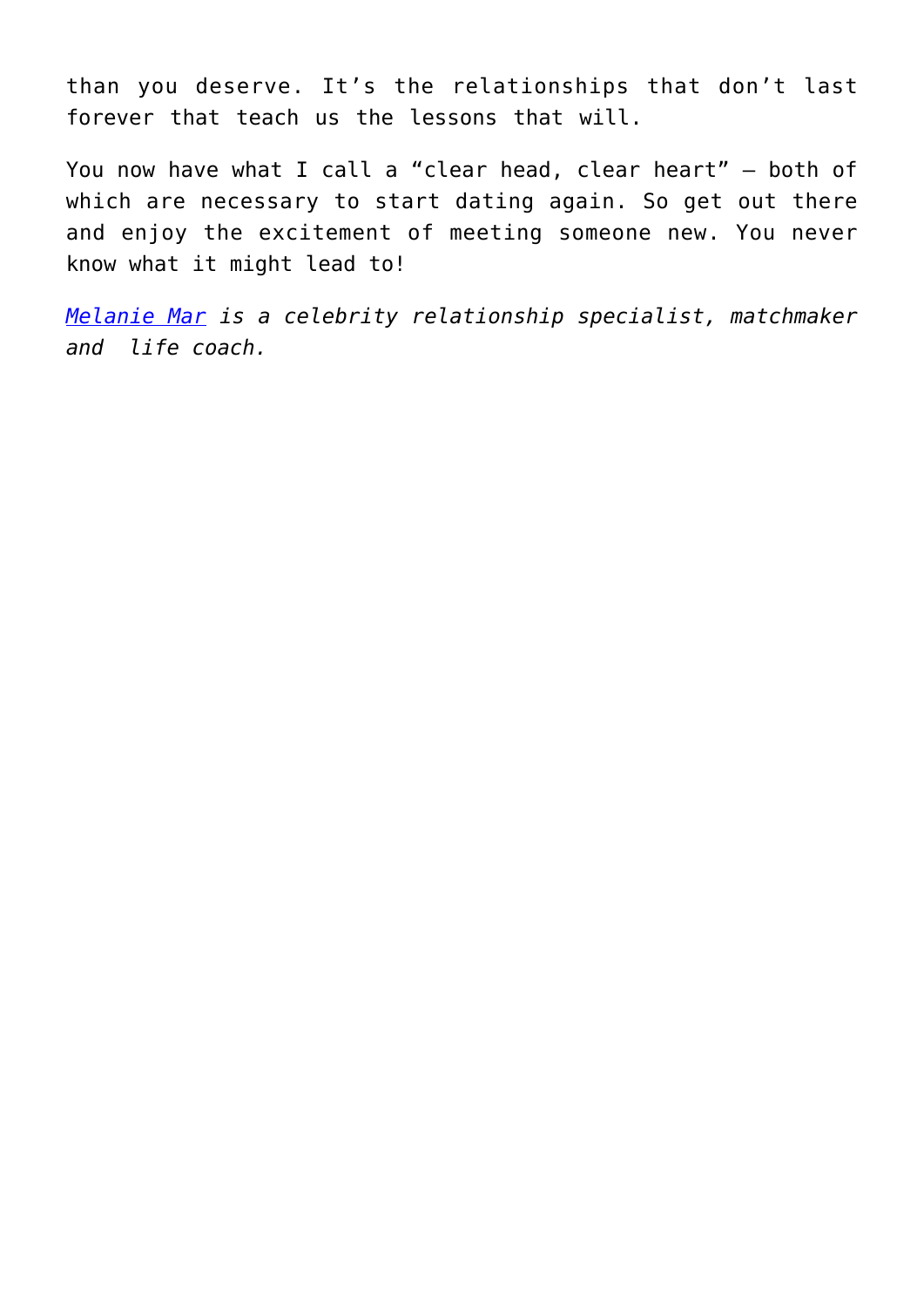than you deserve. It's the relationships that don't last forever that teach us the lessons that will.

You now have what I call a "clear head, clear heart" – both of which are necessary to start dating again. So get out there and enjoy the excitement of meeting someone new. You never know what it might lead to!

*Melanie Mar is a celebrity relationship specialist, matchmaker and life coach.*